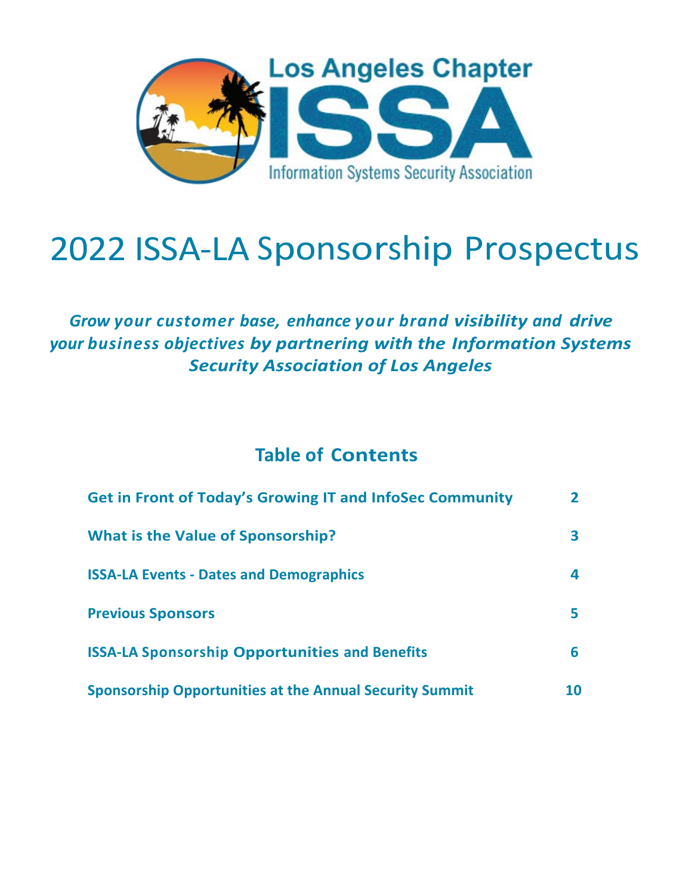Los Angeles Chapter

ISSA

Information Systems Security Association

# 2022 ISSA-LA Sponsorship Prospectus

***Grow your customer base, enhance your brand visibility and drive your business objectives by partnering with the Information Systems Security Association of Los Angeles***

## Table of Contents

| | |
|---|---|
| **Get in Front of Today's Growing IT and InfoSec Community** | **2** |
| **What is the Value of Sponsorship?** | **3** |
| **ISSA-LA Events - Dates and Demographics** | **4** |
| **Previous Sponsors** | **5** |
| **ISSA-LA Sponsorship Opportunities and Benefits** | **6** |
| **Sponsorship Opportunities at the Annual Security Summit** | **10** |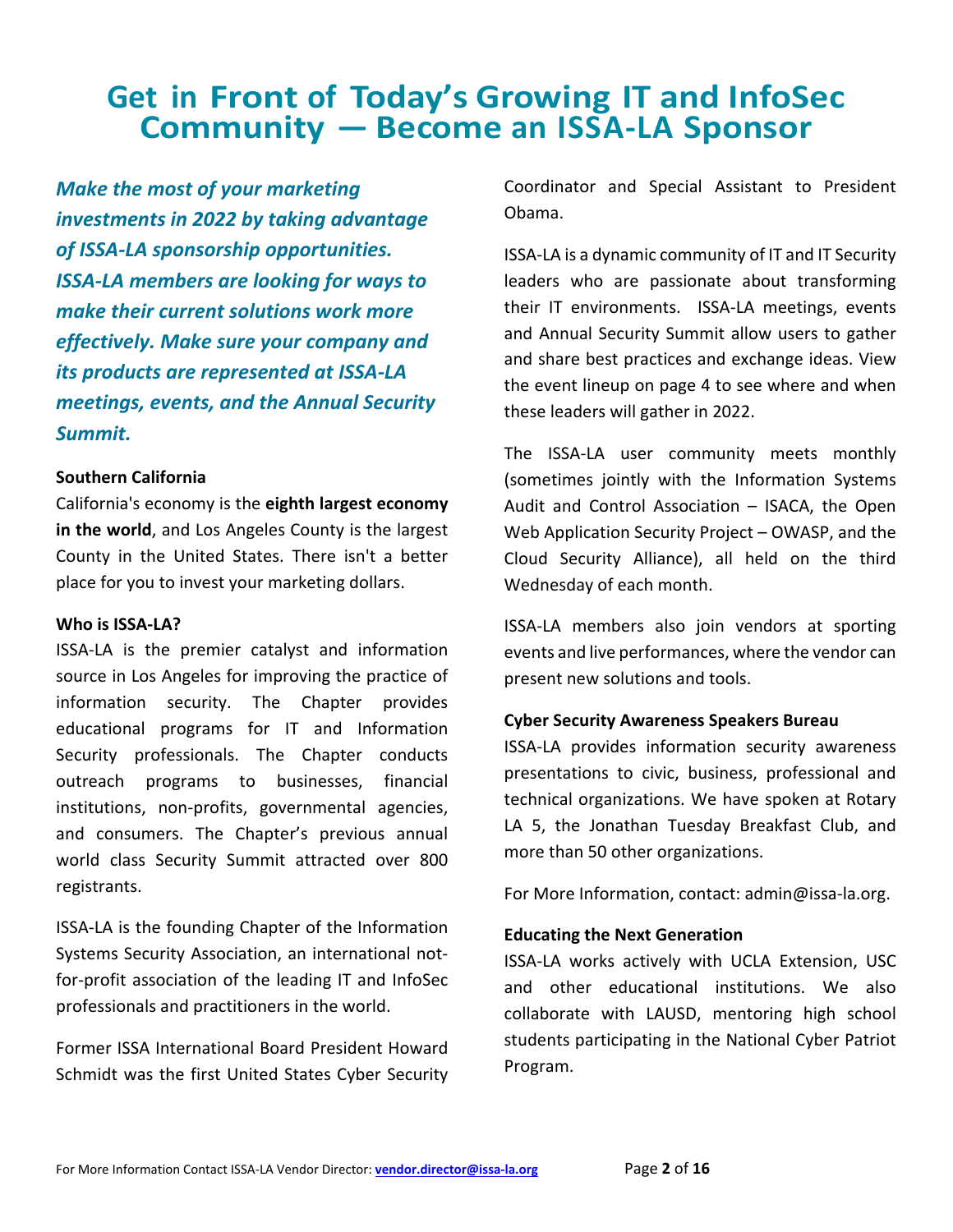# Get in Front of Today's Growing IT and InfoSec Community — Become an ISSA-LA Sponsor

***Make the most of your marketing investments in 2022 by taking advantage of ISSA-LA sponsorship opportunities. ISSA-LA members are looking for ways to make their current solutions work more effectively. Make sure your company and its products are represented at ISSA-LA meetings, events, and the Annual Security Summit.***

**Southern California**

California's economy is the **eighth largest economy in the world**, and Los Angeles County is the largest County in the United States. There isn't a better place for you to invest your marketing dollars.

**Who is ISSA-LA?**

ISSA-LA is the premier catalyst and information source in Los Angeles for improving the practice of information security. The Chapter provides educational programs for IT and Information Security professionals. The Chapter conducts outreach programs to businesses, financial institutions, non-profits, governmental agencies, and consumers. The Chapter's previous annual world class Security Summit attracted over 800 registrants.

ISSA-LA is the founding Chapter of the Information Systems Security Association, an international not-for-profit association of the leading IT and InfoSec professionals and practitioners in the world.

Former ISSA International Board President Howard Schmidt was the first United States Cyber Security Coordinator and Special Assistant to President Obama.

ISSA-LA is a dynamic community of IT and IT Security leaders who are passionate about transforming their IT environments. ISSA-LA meetings, events and Annual Security Summit allow users to gather and share best practices and exchange ideas. View the event lineup on page 4 to see where and when these leaders will gather in 2022.

The ISSA-LA user community meets monthly (sometimes jointly with the Information Systems Audit and Control Association – ISACA, the Open Web Application Security Project – OWASP, and the Cloud Security Alliance), all held on the third Wednesday of each month.

ISSA-LA members also join vendors at sporting events and live performances, where the vendor can present new solutions and tools.

**Cyber Security Awareness Speakers Bureau**

ISSA-LA provides information security awareness presentations to civic, business, professional and technical organizations. We have spoken at Rotary LA 5, the Jonathan Tuesday Breakfast Club, and more than 50 other organizations.

For More Information, contact: admin@issa-la.org.

**Educating the Next Generation**

ISSA-LA works actively with UCLA Extension, USC and other educational institutions. We also collaborate with LAUSD, mentoring high school students participating in the National Cyber Patriot Program.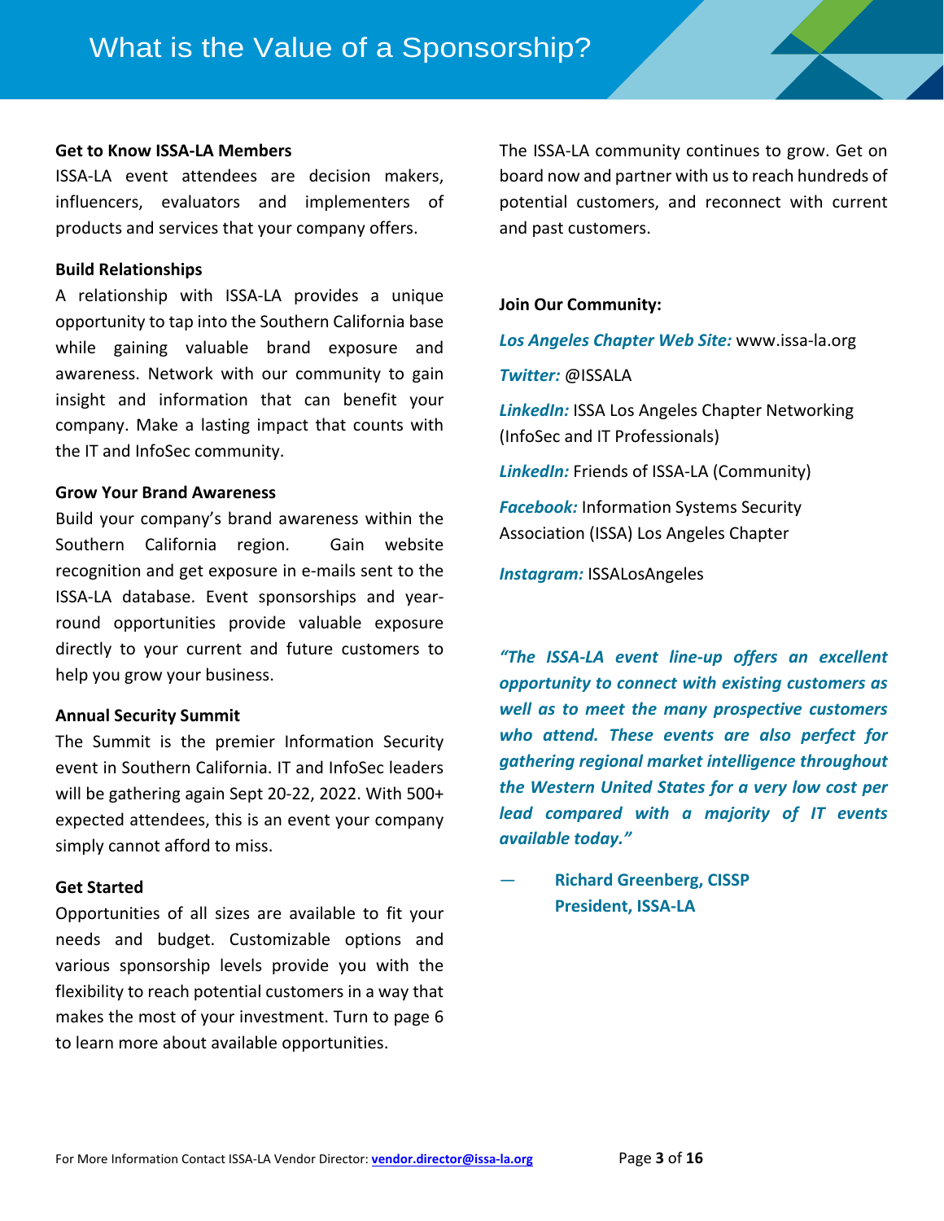# What is the Value of a Sponsorship?

**Get to Know ISSA-LA Members**

ISSA-LA event attendees are decision makers, influencers, evaluators and implementers of products and services that your company offers.

**Build Relationships**

A relationship with ISSA-LA provides a unique opportunity to tap into the Southern California base while gaining valuable brand exposure and awareness. Network with our community to gain insight and information that can benefit your company. Make a lasting impact that counts with the IT and InfoSec community.

**Grow Your Brand Awareness**

Build your company's brand awareness within the Southern California region. Gain website recognition and get exposure in e-mails sent to the ISSA-LA database. Event sponsorships and year-round opportunities provide valuable exposure directly to your current and future customers to help you grow your business.

**Annual Security Summit**

The Summit is the premier Information Security event in Southern California. IT and InfoSec leaders will be gathering again Sept 20-22, 2022. With 500+ expected attendees, this is an event your company simply cannot afford to miss.

**Get Started**

Opportunities of all sizes are available to fit your needs and budget. Customizable options and various sponsorship levels provide you with the flexibility to reach potential customers in a way that makes the most of your investment. Turn to page 6 to learn more about available opportunities.

The ISSA-LA community continues to grow. Get on board now and partner with us to reach hundreds of potential customers, and reconnect with current and past customers.

**Join Our Community:**

***Los Angeles Chapter Web Site:*** www.issa-la.org

***Twitter:*** @ISSALA

***LinkedIn:*** ISSA Los Angeles Chapter Networking (InfoSec and IT Professionals)

***LinkedIn:*** Friends of ISSA-LA (Community)

***Facebook:*** Information Systems Security Association (ISSA) Los Angeles Chapter

***Instagram:*** ISSALosAngeles

***"The ISSA-LA event line-up offers an excellent opportunity to connect with existing customers as well as to meet the many prospective customers who attend. These events are also perfect for gathering regional market intelligence throughout the Western United States for a very low cost per lead compared with a majority of IT events available today."***

— **Richard Greenberg, CISSP**
**President, ISSA-LA**

For More Information Contact ISSA-LA Vendor Director: **vendor.director@issa-la.org**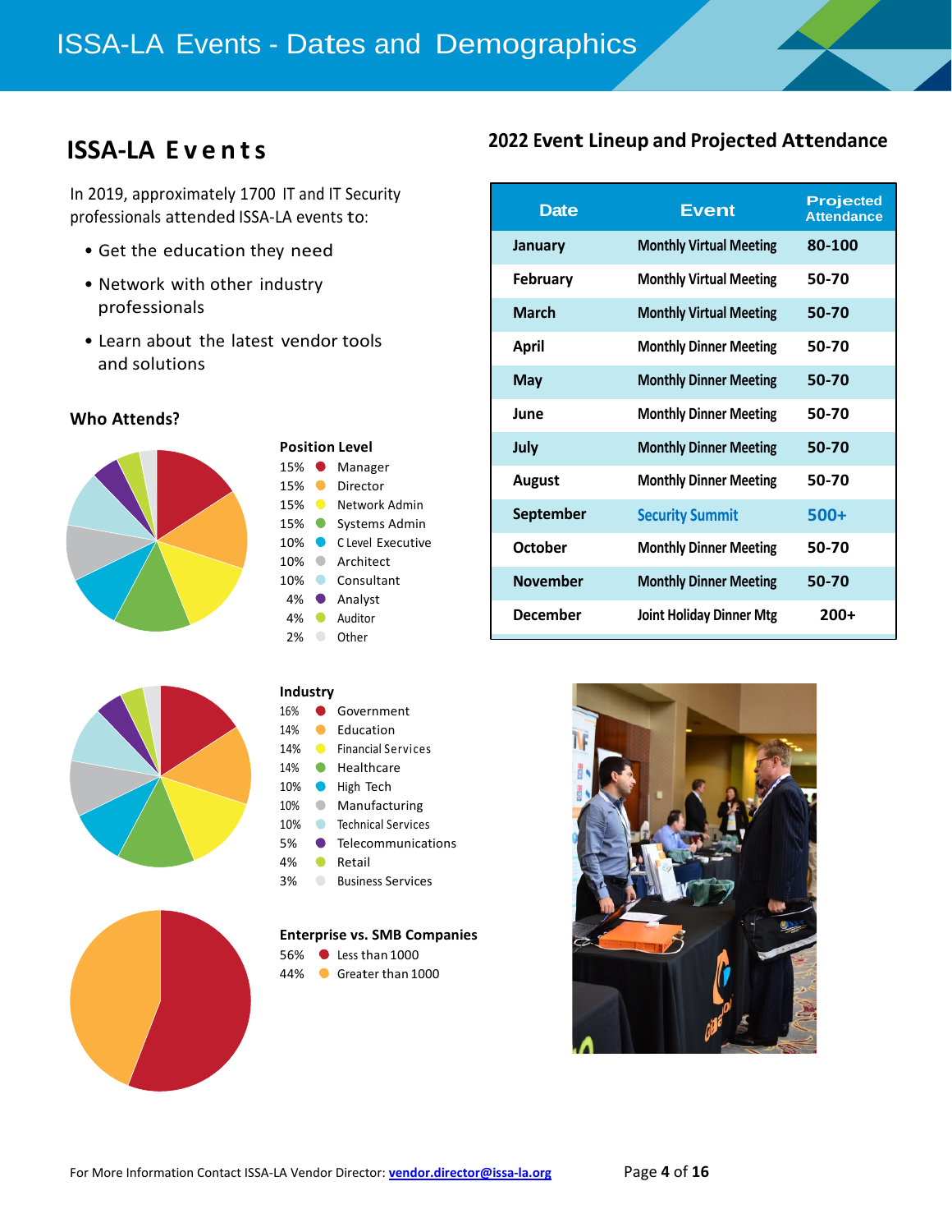# ISSA-LA Events - Dates and Demographics

## ISSA-LA Events

In 2019, approximately 1700 IT and IT Security professionals attended ISSA-LA events to:

- Get the education they need
- Network with other industry professionals
- Learn about the latest vendor tools and solutions

### Who Attends?

**Position Level**

15% Manager
15% Director
15% Network Admin
15% Systems Admin
10% C Level Executive
10% Architect
10% Consultant
4% Analyst
4% Auditor
2% Other

**Industry**

16% Government
14% Education
14% Financial Services
14% Healthcare
10% High Tech
10% Manufacturing
10% Technical Services
5% Telecommunications
4% Retail
3% Business Services

**Enterprise vs. SMB Companies**

56% Less than 1000
44% Greater than 1000

## 2022 Event Lineup and Projected Attendance

| Date | Event | Projected Attendance |
|---|---|---|
| January | Monthly Virtual Meeting | 80-100 |
| February | Monthly Virtual Meeting | 50-70 |
| March | Monthly Virtual Meeting | 50-70 |
| April | Monthly Dinner Meeting | 50-70 |
| May | Monthly Dinner Meeting | 50-70 |
| June | Monthly Dinner Meeting | 50-70 |
| July | Monthly Dinner Meeting | 50-70 |
| August | Monthly Dinner Meeting | 50-70 |
| September | Security Summit | 500+ |
| October | Monthly Dinner Meeting | 50-70 |
| November | Monthly Dinner Meeting | 50-70 |
| December | Joint Holiday Dinner Mtg | 200+ |

For More Information Contact ISSA-LA Vendor Director: **vendor.director@issa-la.org**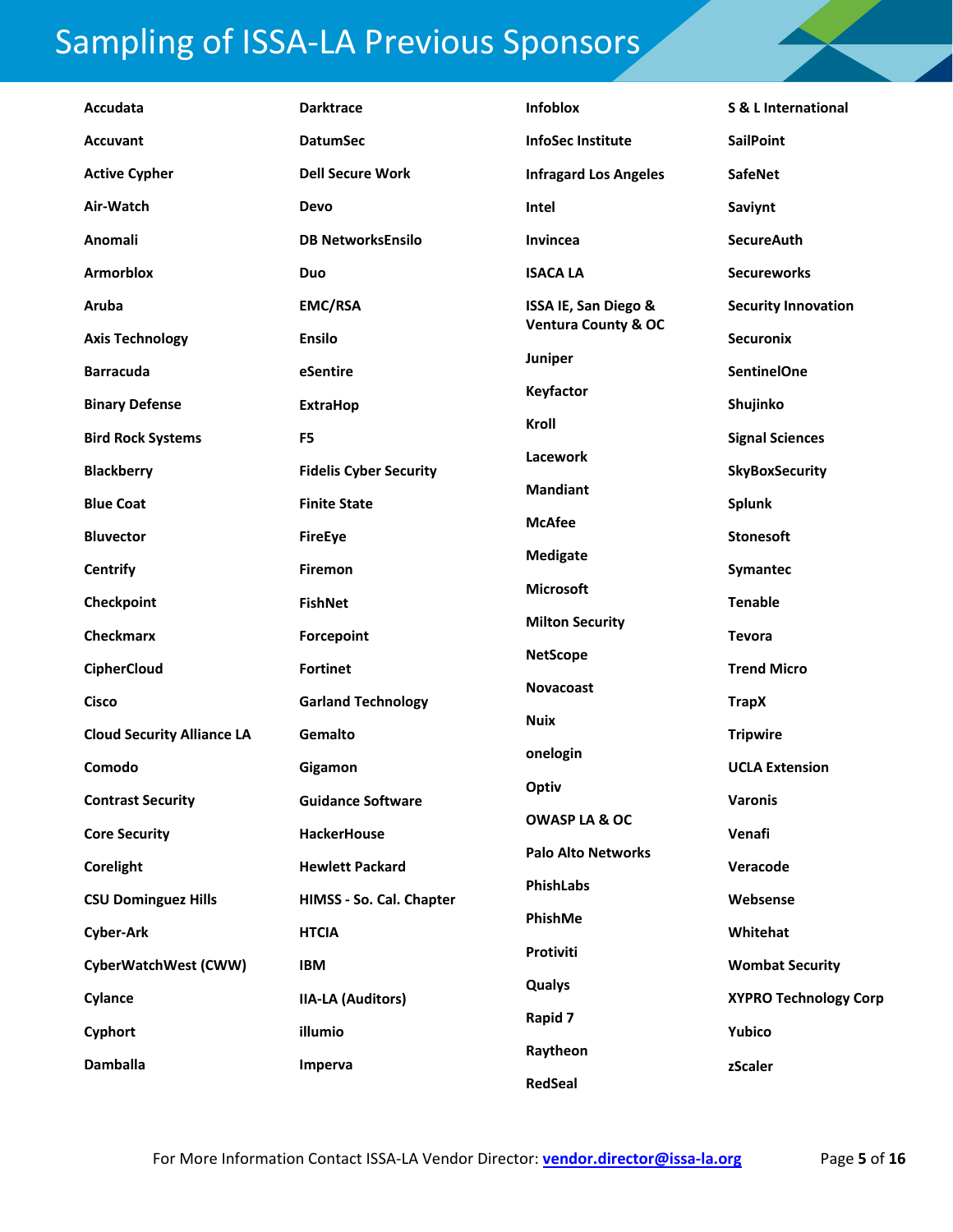# Sampling of ISSA-LA Previous Sponsors

**Accudata**

**Accuvant**

**Active Cypher**

**Air-Watch**

**Anomali**

**Armorblox**

**Aruba**

**Axis Technology**

**Barracuda**

**Binary Defense**

**Bird Rock Systems**

**Blackberry**

**Blue Coat**

**Bluvector**

**Centrify**

**Checkpoint**

**Checkmarx**

**CipherCloud**

**Cisco**

**Cloud Security Alliance LA**

**Comodo**

**Contrast Security**

**Core Security**

**Corelight**

**CSU Dominguez Hills**

**Cyber-Ark**

**CyberWatchWest (CWW)**

**Cylance**

**Cyphort**

**Damballa**

**Darktrace**

**DatumSec**

**Dell Secure Work**

**Devo**

**DB NetworksEnsilo**

**Duo**

**EMC/RSA**

**Ensilo**

**eSentire**

**ExtraHop**

**F5**

**Fidelis Cyber Security**

**Finite State**

**FireEye**

**Firemon**

**FishNet**

**Forcepoint**

**Fortinet**

**Garland Technology**

**Gemalto**

**Gigamon**

**Guidance Software**

**HackerHouse**

**Hewlett Packard**

**HIMSS - So. Cal. Chapter**

**HTCIA**

**IBM**

**IIA-LA (Auditors)**

**illumio**

**Imperva**

**Infoblox**

**InfoSec Institute**

**Infragard Los Angeles**

**Intel**

**Invincea**

**ISACA LA**

**ISSA IE, San Diego & Ventura County & OC**

**Juniper**

**Keyfactor**

**Kroll**

**Lacework**

**Mandiant**

**McAfee**

**Medigate**

**Microsoft**

**Milton Security**

**NetScope**

**Novacoast**

**Nuix**

**onelogin**

**Optiv**

**OWASP LA & OC**

**Palo Alto Networks**

**PhishLabs**

**PhishMe**

**Protiviti**

**Qualys**

**Rapid 7**

**Raytheon**

**RedSeal**

**S & L International**

**SailPoint**

**SafeNet**

**Saviynt**

**SecureAuth**

**Secureworks**

**Security Innovation**

**Securonix**

**SentinelOne**

**Shujinko**

**Signal Sciences**

**SkyBoxSecurity**

**Splunk**

**Stonesoft**

**Symantec**

**Tenable**

**Tevora**

**Trend Micro**

**TrapX**

**Tripwire**

**UCLA Extension**

**Varonis**

**Venafi**

**Veracode**

**Websense**

**Whitehat**

**Wombat Security**

**XYPRO Technology Corp**

**Yubico**

**zScaler**

For More Information Contact ISSA-LA Vendor Director: **vendor.director@issa-la.org**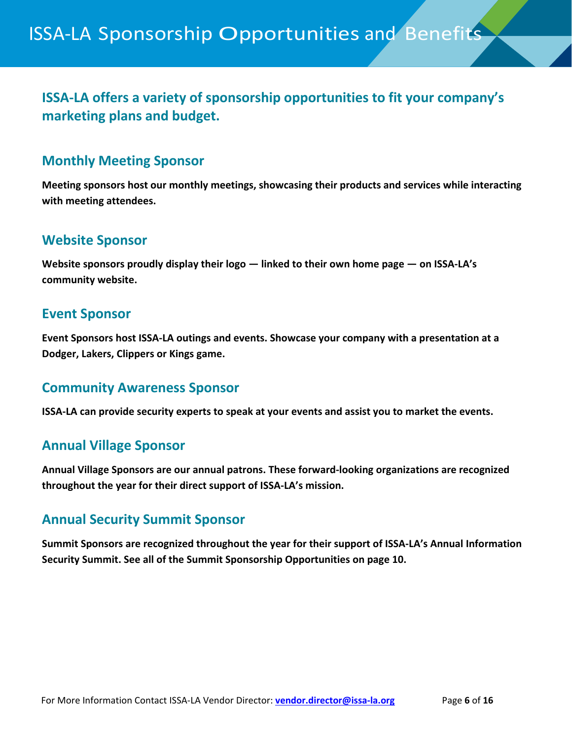# ISSA-LA Sponsorship Opportunities and Benefits

## ISSA-LA offers a variety of sponsorship opportunities to fit your company's marketing plans and budget.

### Monthly Meeting Sponsor

**Meeting sponsors host our monthly meetings, showcasing their products and services while interacting with meeting attendees.**

### Website Sponsor

**Website sponsors proudly display their logo — linked to their own home page — on ISSA-LA's community website.**

### Event Sponsor

**Event Sponsors host ISSA-LA outings and events. Showcase your company with a presentation at a Dodger, Lakers, Clippers or Kings game.**

### Community Awareness Sponsor

**ISSA-LA can provide security experts to speak at your events and assist you to market the events.**

### Annual Village Sponsor

**Annual Village Sponsors are our annual patrons. These forward-looking organizations are recognized throughout the year for their direct support of ISSA-LA's mission.**

### Annual Security Summit Sponsor

**Summit Sponsors are recognized throughout the year for their support of ISSA-LA's Annual Information Security Summit. See all of the Summit Sponsorship Opportunities on page 10.**

For More Information Contact ISSA-LA Vendor Director: **vendor.director@issa-la.org**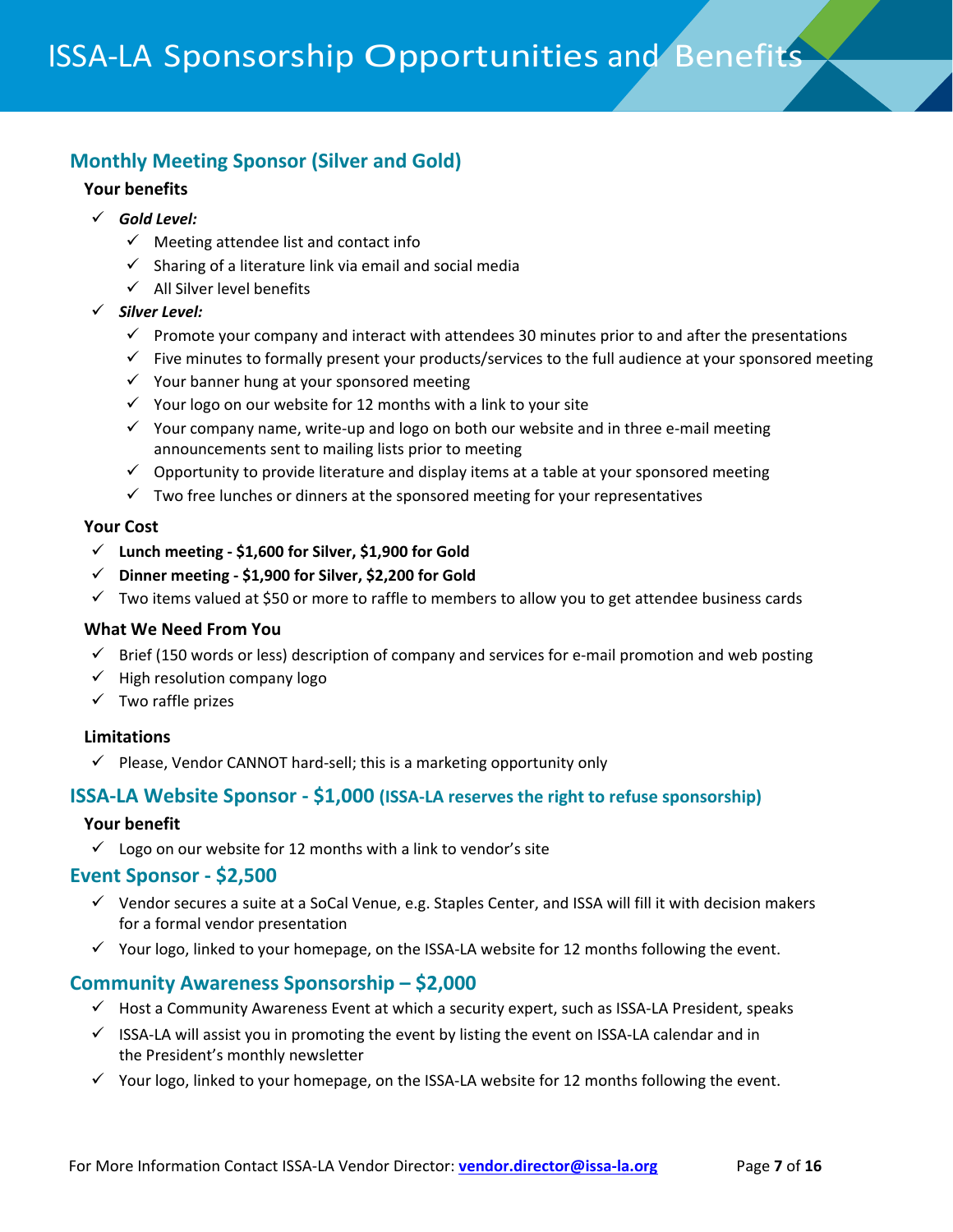# ISSA-LA Sponsorship Opportunities and Benefits

## Monthly Meeting Sponsor (Silver and Gold)

**Your benefits**

- ***Gold Level:***
  - Meeting attendee list and contact info
  - Sharing of a literature link via email and social media
  - All Silver level benefits
- ***Silver Level:***
  - Promote your company and interact with attendees 30 minutes prior to and after the presentations
  - Five minutes to formally present your products/services to the full audience at your sponsored meeting
  - Your banner hung at your sponsored meeting
  - Your logo on our website for 12 months with a link to your site
  - Your company name, write-up and logo on both our website and in three e-mail meeting announcements sent to mailing lists prior to meeting
  - Opportunity to provide literature and display items at a table at your sponsored meeting
  - Two free lunches or dinners at the sponsored meeting for your representatives

**Your Cost**

- **Lunch meeting - $1,600 for Silver, $1,900 for Gold**
- **Dinner meeting - $1,900 for Silver, $2,200 for Gold**
- Two items valued at $50 or more to raffle to members to allow you to get attendee business cards

**What We Need From You**

- Brief (150 words or less) description of company and services for e-mail promotion and web posting
- High resolution company logo
- Two raffle prizes

**Limitations**

- Please, Vendor CANNOT hard-sell; this is a marketing opportunity only

## ISSA-LA Website Sponsor - $1,000 (ISSA-LA reserves the right to refuse sponsorship)

**Your benefit**

- Logo on our website for 12 months with a link to vendor's site

## Event Sponsor - $2,500

- Vendor secures a suite at a SoCal Venue, e.g. Staples Center, and ISSA will fill it with decision makers for a formal vendor presentation
- Your logo, linked to your homepage, on the ISSA-LA website for 12 months following the event.

## Community Awareness Sponsorship – $2,000

- Host a Community Awareness Event at which a security expert, such as ISSA-LA President, speaks
- ISSA-LA will assist you in promoting the event by listing the event on ISSA-LA calendar and in the President's monthly newsletter
- Your logo, linked to your homepage, on the ISSA-LA website for 12 months following the event.

For More Information Contact ISSA-LA Vendor Director: **vendor.director@issa-la.org**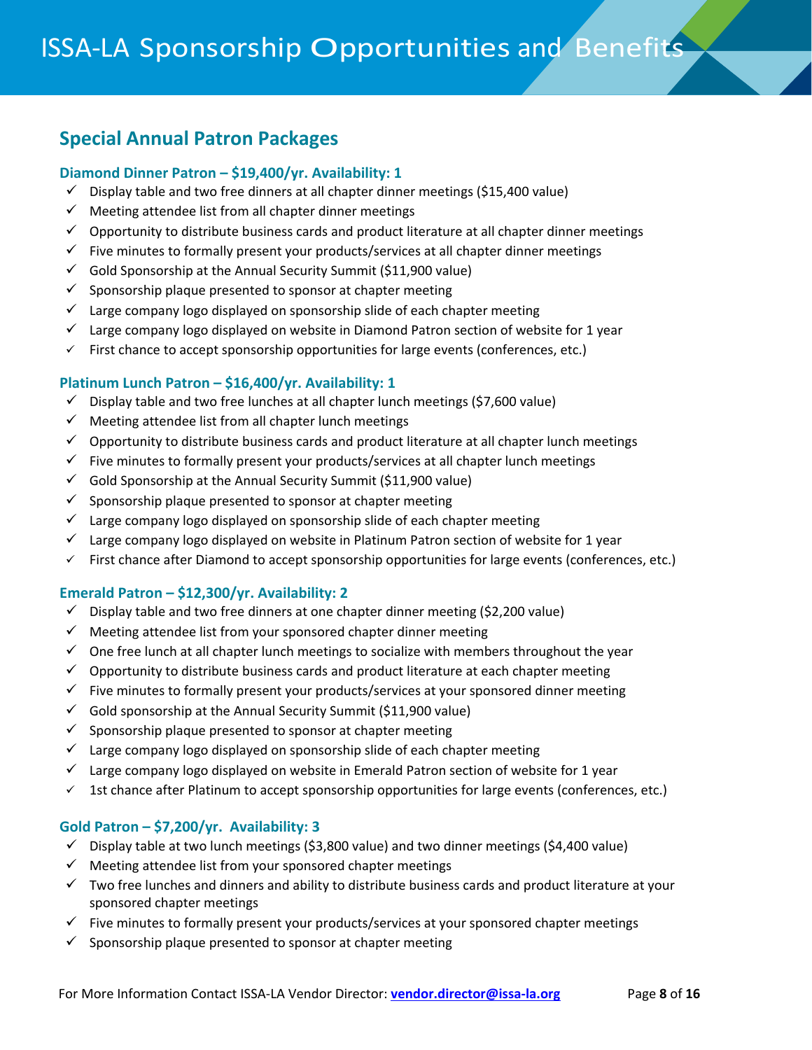# ISSA-LA Sponsorship Opportunities and Benefits

## Special Annual Patron Packages

### Diamond Dinner Patron – $19,400/yr. Availability: 1

- ✓ Display table and two free dinners at all chapter dinner meetings ($15,400 value)
- ✓ Meeting attendee list from all chapter dinner meetings
- ✓ Opportunity to distribute business cards and product literature at all chapter dinner meetings
- ✓ Five minutes to formally present your products/services at all chapter dinner meetings
- ✓ Gold Sponsorship at the Annual Security Summit ($11,900 value)
- ✓ Sponsorship plaque presented to sponsor at chapter meeting
- ✓ Large company logo displayed on sponsorship slide of each chapter meeting
- ✓ Large company logo displayed on website in Diamond Patron section of website for 1 year
- ✓ First chance to accept sponsorship opportunities for large events (conferences, etc.)

### Platinum Lunch Patron – $16,400/yr. Availability: 1

- ✓ Display table and two free lunches at all chapter lunch meetings ($7,600 value)
- ✓ Meeting attendee list from all chapter lunch meetings
- ✓ Opportunity to distribute business cards and product literature at all chapter lunch meetings
- ✓ Five minutes to formally present your products/services at all chapter lunch meetings
- ✓ Gold Sponsorship at the Annual Security Summit ($11,900 value)
- ✓ Sponsorship plaque presented to sponsor at chapter meeting
- ✓ Large company logo displayed on sponsorship slide of each chapter meeting
- ✓ Large company logo displayed on website in Platinum Patron section of website for 1 year
- ✓ First chance after Diamond to accept sponsorship opportunities for large events (conferences, etc.)

### Emerald Patron – $12,300/yr. Availability: 2

- ✓ Display table and two free dinners at one chapter dinner meeting ($2,200 value)
- ✓ Meeting attendee list from your sponsored chapter dinner meeting
- ✓ One free lunch at all chapter lunch meetings to socialize with members throughout the year
- ✓ Opportunity to distribute business cards and product literature at each chapter meeting
- ✓ Five minutes to formally present your products/services at your sponsored dinner meeting
- ✓ Gold sponsorship at the Annual Security Summit ($11,900 value)
- ✓ Sponsorship plaque presented to sponsor at chapter meeting
- ✓ Large company logo displayed on sponsorship slide of each chapter meeting
- ✓ Large company logo displayed on website in Emerald Patron section of website for 1 year
- ✓ 1st chance after Platinum to accept sponsorship opportunities for large events (conferences, etc.)

### Gold Patron – $7,200/yr. Availability: 3

- ✓ Display table at two lunch meetings ($3,800 value) and two dinner meetings ($4,400 value)
- ✓ Meeting attendee list from your sponsored chapter meetings
- ✓ Two free lunches and dinners and ability to distribute business cards and product literature at your sponsored chapter meetings
- ✓ Five minutes to formally present your products/services at your sponsored chapter meetings
- ✓ Sponsorship plaque presented to sponsor at chapter meeting

For More Information Contact ISSA-LA Vendor Director: **vendor.director@issa-la.org**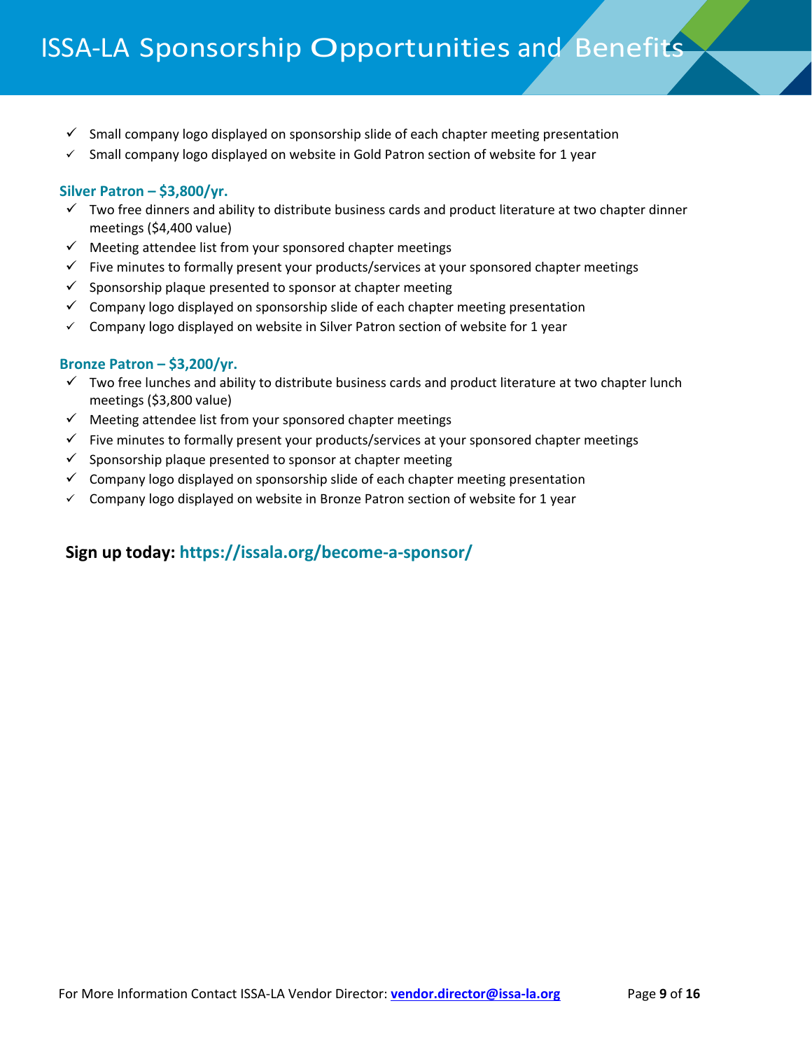- ✓ Small company logo displayed on sponsorship slide of each chapter meeting presentation
- ✓ Small company logo displayed on website in Gold Patron section of website for 1 year

### Silver Patron – $3,800/yr.

- ✓ Two free dinners and ability to distribute business cards and product literature at two chapter dinner meetings ($4,400 value)
- ✓ Meeting attendee list from your sponsored chapter meetings
- ✓ Five minutes to formally present your products/services at your sponsored chapter meetings
- ✓ Sponsorship plaque presented to sponsor at chapter meeting
- ✓ Company logo displayed on sponsorship slide of each chapter meeting presentation
- ✓ Company logo displayed on website in Silver Patron section of website for 1 year

### Bronze Patron – $3,200/yr.

- ✓ Two free lunches and ability to distribute business cards and product literature at two chapter lunch meetings ($3,800 value)
- ✓ Meeting attendee list from your sponsored chapter meetings
- ✓ Five minutes to formally present your products/services at your sponsored chapter meetings
- ✓ Sponsorship plaque presented to sponsor at chapter meeting
- ✓ Company logo displayed on sponsorship slide of each chapter meeting presentation
- ✓ Company logo displayed on website in Bronze Patron section of website for 1 year

**Sign up today: https://issala.org/become-a-sponsor/**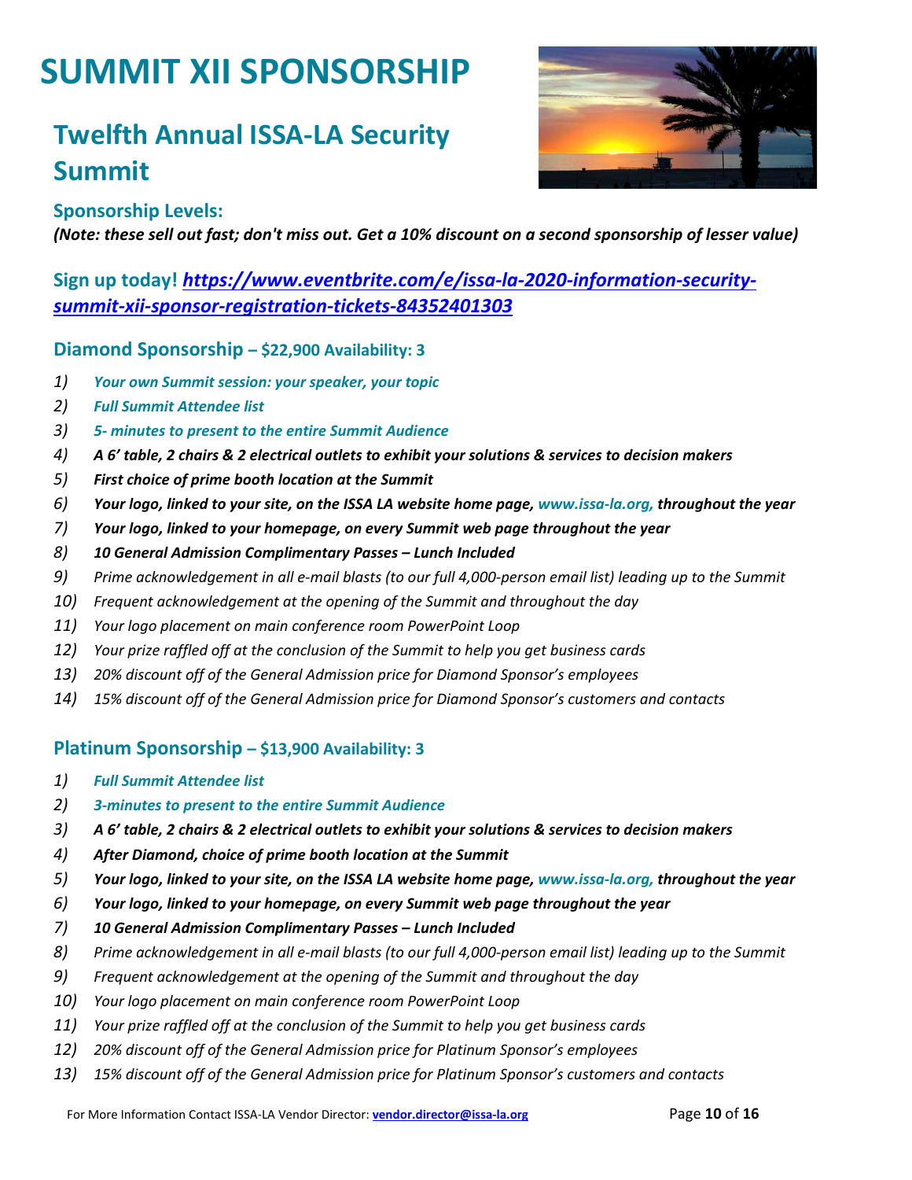# SUMMIT XII SPONSORSHIP

## Twelfth Annual ISSA-LA Security Summit

### Sponsorship Levels:

***(Note: these sell out fast; don't miss out. Get a 10% discount on a second sponsorship of lesser value)***

### Sign up today! *[https://www.eventbrite.com/e/issa-la-2020-information-security-summit-xii-sponsor-registration-tickets-84352401303](https://www.eventbrite.com/e/issa-la-2020-information-security-summit-xii-sponsor-registration-tickets-84352401303)*

### Diamond Sponsorship – $22,900 Availability: 3

1) ***Your own Summit session: your speaker, your topic***
2) ***Full Summit Attendee list***
3) ***5- minutes to present to the entire Summit Audience***
4) ***A 6' table, 2 chairs & 2 electrical outlets to exhibit your solutions & services to decision makers***
5) ***First choice of prime booth location at the Summit***
6) ***Your logo, linked to your site, on the ISSA LA website home page, www.issa-la.org, throughout the year***
7) ***Your logo, linked to your homepage, on every Summit web page throughout the year***
8) ***10 General Admission Complimentary Passes – Lunch Included***
9) *Prime acknowledgement in all e-mail blasts (to our full 4,000-person email list) leading up to the Summit*
10) *Frequent acknowledgement at the opening of the Summit and throughout the day*
11) *Your logo placement on main conference room PowerPoint Loop*
12) *Your prize raffled off at the conclusion of the Summit to help you get business cards*
13) *20% discount off of the General Admission price for Diamond Sponsor's employees*
14) *15% discount off of the General Admission price for Diamond Sponsor's customers and contacts*

### Platinum Sponsorship – $13,900 Availability: 3

1) ***Full Summit Attendee list***
2) ***3-minutes to present to the entire Summit Audience***
3) ***A 6' table, 2 chairs & 2 electrical outlets to exhibit your solutions & services to decision makers***
4) ***After Diamond, choice of prime booth location at the Summit***
5) ***Your logo, linked to your site, on the ISSA LA website home page, www.issa-la.org, throughout the year***
6) ***Your logo, linked to your homepage, on every Summit web page throughout the year***
7) ***10 General Admission Complimentary Passes – Lunch Included***
8) *Prime acknowledgement in all e-mail blasts (to our full 4,000-person email list) leading up to the Summit*
9) *Frequent acknowledgement at the opening of the Summit and throughout the day*
10) *Your logo placement on main conference room PowerPoint Loop*
11) *Your prize raffled off at the conclusion of the Summit to help you get business cards*
12) *20% discount off of the General Admission price for Platinum Sponsor's employees*
13) *15% discount off of the General Admission price for Platinum Sponsor's customers and contacts*

For More Information Contact ISSA-LA Vendor Director: **[vendor.director@issa-la.org](mailto:vendor.director@issa-la.org)**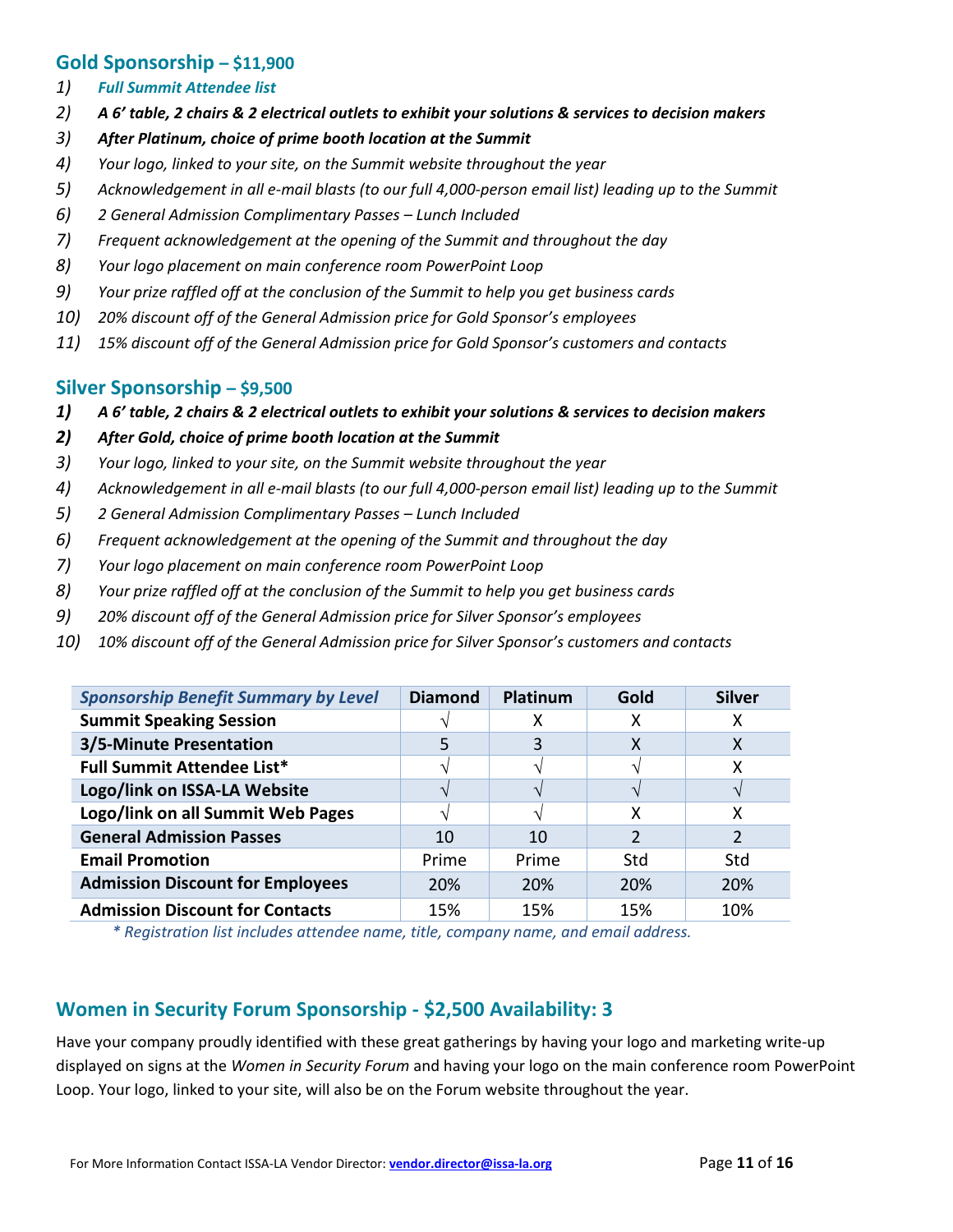## Gold Sponsorship – $11,900

1) ***Full Summit Attendee list***
2) ***A 6' table, 2 chairs & 2 electrical outlets to exhibit your solutions & services to decision makers***
3) ***After Platinum, choice of prime booth location at the Summit***
4) *Your logo, linked to your site, on the Summit website throughout the year*
5) *Acknowledgement in all e-mail blasts (to our full 4,000-person email list) leading up to the Summit*
6) *2 General Admission Complimentary Passes – Lunch Included*
7) *Frequent acknowledgement at the opening of the Summit and throughout the day*
8) *Your logo placement on main conference room PowerPoint Loop*
9) *Your prize raffled off at the conclusion of the Summit to help you get business cards*
10) *20% discount off of the General Admission price for Gold Sponsor's employees*
11) *15% discount off of the General Admission price for Gold Sponsor's customers and contacts*

## Silver Sponsorship – $9,500

1) ***A 6' table, 2 chairs & 2 electrical outlets to exhibit your solutions & services to decision makers***
2) ***After Gold, choice of prime booth location at the Summit***
3) *Your logo, linked to your site, on the Summit website throughout the year*
4) *Acknowledgement in all e-mail blasts (to our full 4,000-person email list) leading up to the Summit*
5) *2 General Admission Complimentary Passes – Lunch Included*
6) *Frequent acknowledgement at the opening of the Summit and throughout the day*
7) *Your logo placement on main conference room PowerPoint Loop*
8) *Your prize raffled off at the conclusion of the Summit to help you get business cards*
9) *20% discount off of the General Admission price for Silver Sponsor's employees*
10) *10% discount off of the General Admission price for Silver Sponsor's customers and contacts*

| *Sponsorship Benefit Summary by Level* | Diamond | Platinum | Gold | Silver |
|---|---|---|---|---|
| **Summit Speaking Session** | √ | X | X | X |
| **3/5-Minute Presentation** | 5 | 3 | X | X |
| **Full Summit Attendee List*** | √ | √ | √ | X |
| **Logo/link on ISSA-LA Website** | √ | √ | √ | √ |
| **Logo/link on all Summit Web Pages** | √ | √ | X | X |
| **General Admission Passes** | 10 | 10 | 2 | 2 |
| **Email Promotion** | Prime | Prime | Std | Std |
| **Admission Discount for Employees** | 20% | 20% | 20% | 20% |
| **Admission Discount for Contacts** | 15% | 15% | 15% | 10% |

*\* Registration list includes attendee name, title, company name, and email address.*

## Women in Security Forum Sponsorship - $2,500 Availability: 3

Have your company proudly identified with these great gatherings by having your logo and marketing write-up displayed on signs at the *Women in Security Forum* and having your logo on the main conference room PowerPoint Loop. Your logo, linked to your site, will also be on the Forum website throughout the year.

For More Information Contact ISSA-LA Vendor Director: **vendor.director@issa-la.org**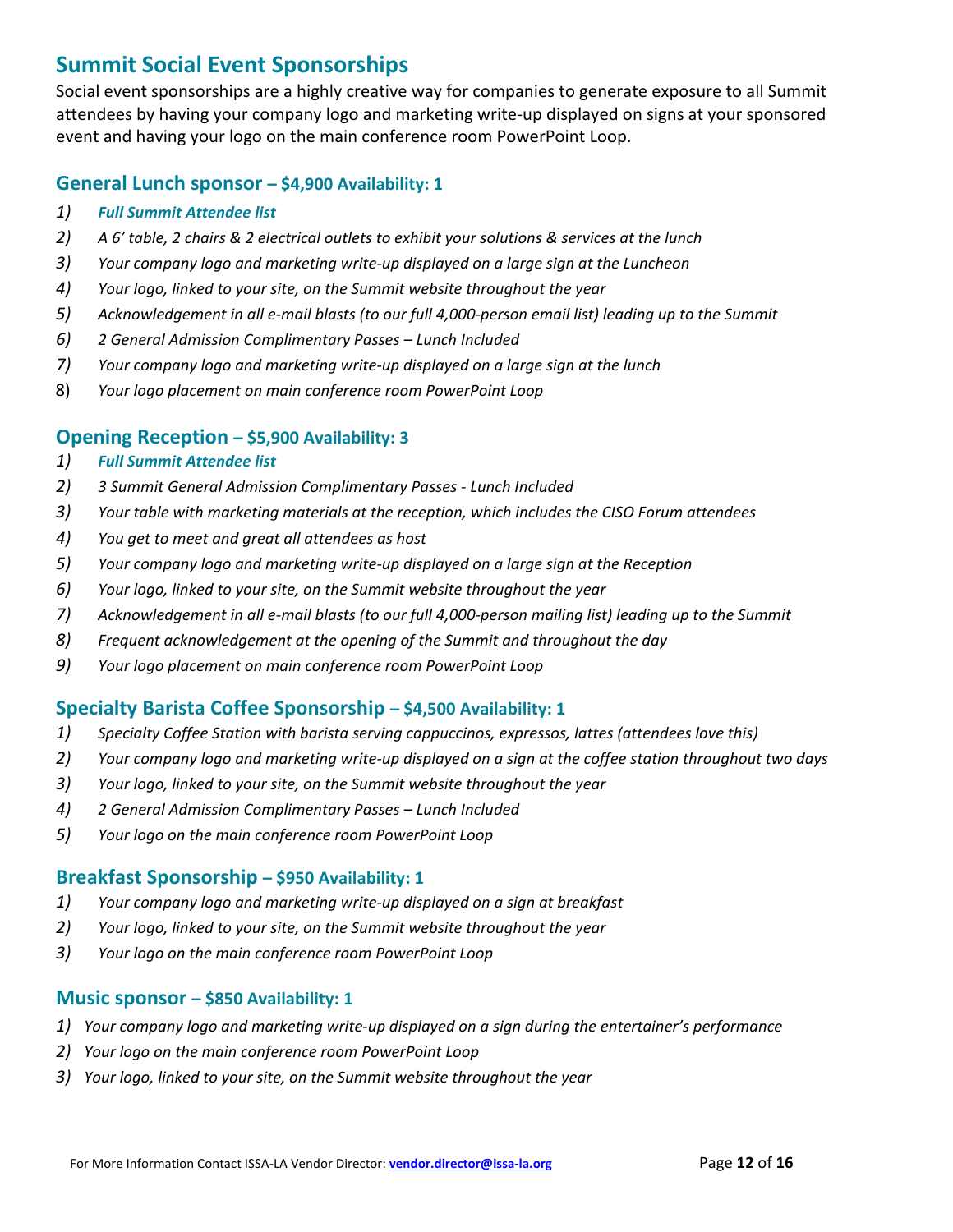## Summit Social Event Sponsorships

Social event sponsorships are a highly creative way for companies to generate exposure to all Summit attendees by having your company logo and marketing write-up displayed on signs at your sponsored event and having your logo on the main conference room PowerPoint Loop.

### General Lunch sponsor – $4,900 Availability: 1

1) ***Full Summit Attendee list***
2) *A 6' table, 2 chairs & 2 electrical outlets to exhibit your solutions & services at the lunch*
3) *Your company logo and marketing write-up displayed on a large sign at the Luncheon*
4) *Your logo, linked to your site, on the Summit website throughout the year*
5) *Acknowledgement in all e-mail blasts (to our full 4,000-person email list) leading up to the Summit*
6) *2 General Admission Complimentary Passes – Lunch Included*
7) *Your company logo and marketing write-up displayed on a large sign at the lunch*
8) *Your logo placement on main conference room PowerPoint Loop*

### Opening Reception – $5,900 Availability: 3

1) ***Full Summit Attendee list***
2) *3 Summit General Admission Complimentary Passes - Lunch Included*
3) *Your table with marketing materials at the reception, which includes the CISO Forum attendees*
4) *You get to meet and great all attendees as host*
5) *Your company logo and marketing write-up displayed on a large sign at the Reception*
6) *Your logo, linked to your site, on the Summit website throughout the year*
7) *Acknowledgement in all e-mail blasts (to our full 4,000-person mailing list) leading up to the Summit*
8) *Frequent acknowledgement at the opening of the Summit and throughout the day*
9) *Your logo placement on main conference room PowerPoint Loop*

### Specialty Barista Coffee Sponsorship – $4,500 Availability: 1

1) *Specialty Coffee Station with barista serving cappuccinos, expressos, lattes (attendees love this)*
2) *Your company logo and marketing write-up displayed on a sign at the coffee station throughout two days*
3) *Your logo, linked to your site, on the Summit website throughout the year*
4) *2 General Admission Complimentary Passes – Lunch Included*
5) *Your logo on the main conference room PowerPoint Loop*

### Breakfast Sponsorship – $950 Availability: 1

1) *Your company logo and marketing write-up displayed on a sign at breakfast*
2) *Your logo, linked to your site, on the Summit website throughout the year*
3) *Your logo on the main conference room PowerPoint Loop*

### Music sponsor – $850 Availability: 1

1) *Your company logo and marketing write-up displayed on a sign during the entertainer's performance*
2) *Your logo on the main conference room PowerPoint Loop*
3) *Your logo, linked to your site, on the Summit website throughout the year*

For More Information Contact ISSA-LA Vendor Director: **vendor.director@issa-la.org**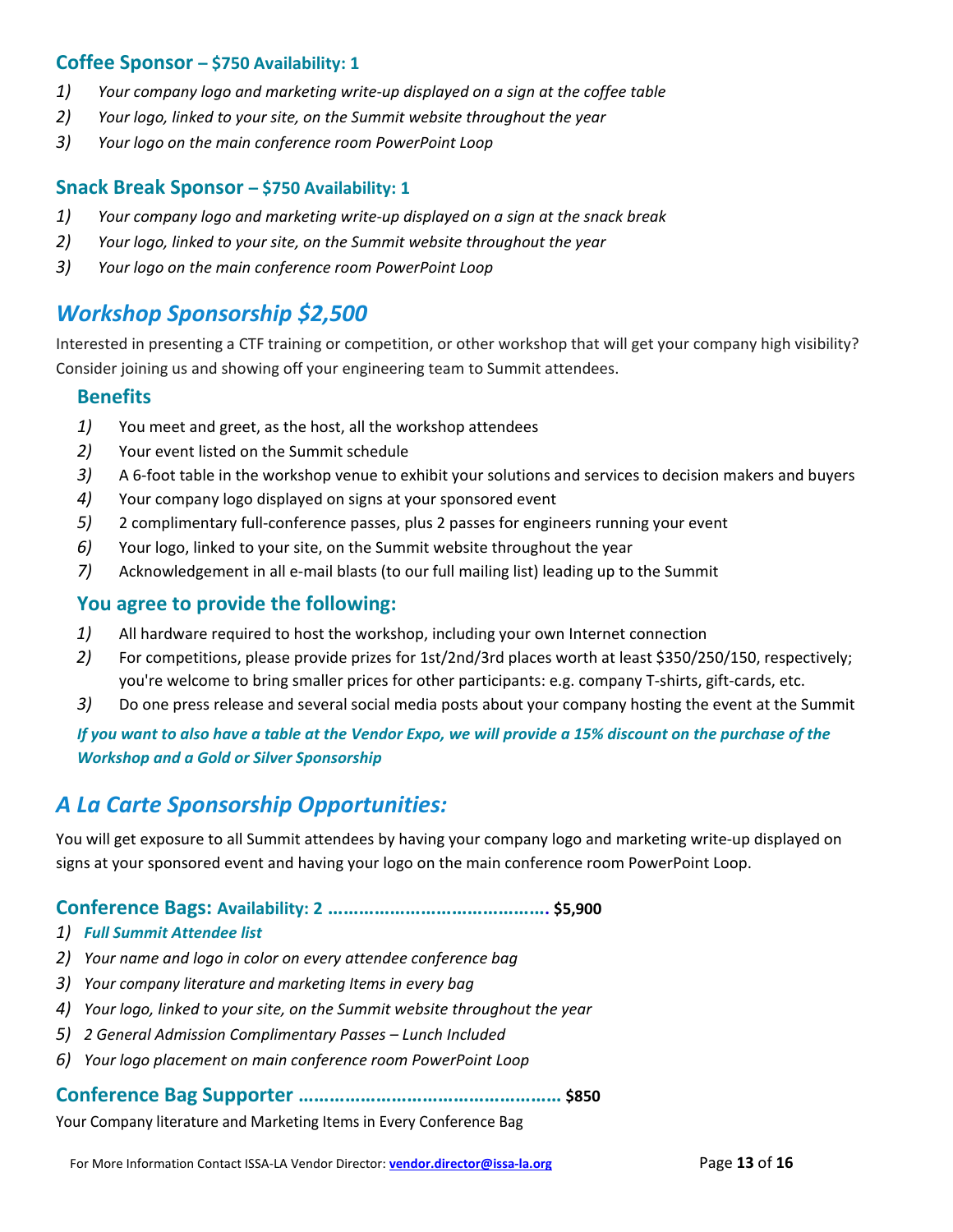### Coffee Sponsor – $750 Availability: 1

1) *Your company logo and marketing write-up displayed on a sign at the coffee table*
2) *Your logo, linked to your site, on the Summit website throughout the year*
3) *Your logo on the main conference room PowerPoint Loop*

### Snack Break Sponsor – $750 Availability: 1

1) *Your company logo and marketing write-up displayed on a sign at the snack break*
2) *Your logo, linked to your site, on the Summit website throughout the year*
3) *Your logo on the main conference room PowerPoint Loop*

## *Workshop Sponsorship $2,500*

Interested in presenting a CTF training or competition, or other workshop that will get your company high visibility? Consider joining us and showing off your engineering team to Summit attendees.

### Benefits

1) You meet and greet, as the host, all the workshop attendees
2) Your event listed on the Summit schedule
3) A 6-foot table in the workshop venue to exhibit your solutions and services to decision makers and buyers
4) Your company logo displayed on signs at your sponsored event
5) 2 complimentary full-conference passes, plus 2 passes for engineers running your event
6) Your logo, linked to your site, on the Summit website throughout the year
7) Acknowledgement in all e-mail blasts (to our full mailing list) leading up to the Summit

### You agree to provide the following:

1) All hardware required to host the workshop, including your own Internet connection
2) For competitions, please provide prizes for 1st/2nd/3rd places worth at least $350/250/150, respectively; you're welcome to bring smaller prices for other participants: e.g. company T-shirts, gift-cards, etc.
3) Do one press release and several social media posts about your company hosting the event at the Summit

***If you want to also have a table at the Vendor Expo, we will provide a 15% discount on the purchase of the Workshop and a Gold or Silver Sponsorship***

## *A La Carte Sponsorship Opportunities:*

You will get exposure to all Summit attendees by having your company logo and marketing write-up displayed on signs at your sponsored event and having your logo on the main conference room PowerPoint Loop.

### Conference Bags: Availability: 2 ………………………………………. $5,900

1) ***Full Summit Attendee list***
2) *Your name and logo in color on every attendee conference bag*
3) *Your company literature and marketing Items in every bag*
4) *Your logo, linked to your site, on the Summit website throughout the year*
5) *2 General Admission Complimentary Passes – Lunch Included*
6) *Your logo placement on main conference room PowerPoint Loop*

### Conference Bag Supporter …………………………………………… $850

Your Company literature and Marketing Items in Every Conference Bag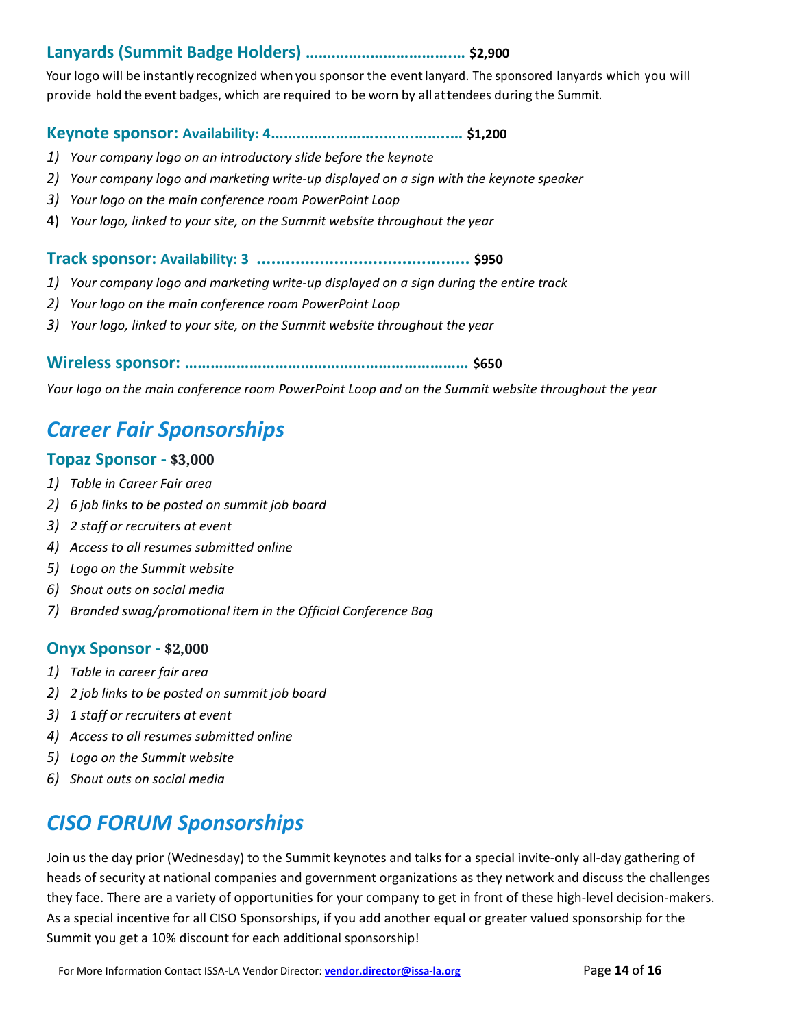### Lanyards (Summit Badge Holders) ……………………………… $2,900

Your logo will be instantly recognized when you sponsor the event lanyard. The sponsored lanyards which you will provide hold the event badges, which are required to be worn by all attendees during the Summit.

### Keynote sponsor: Availability: 4……………………………………. $1,200

1) *Your company logo on an introductory slide before the keynote*
2) *Your company logo and marketing write-up displayed on a sign with the keynote speaker*
3) *Your logo on the main conference room PowerPoint Loop*
4) *Your logo, linked to your site, on the Summit website throughout the year*

### Track sponsor: Availability: 3 ……………………………………… $950

1) *Your company logo and marketing write-up displayed on a sign during the entire track*
2) *Your logo on the main conference room PowerPoint Loop*
3) *Your logo, linked to your site, on the Summit website throughout the year*

### Wireless sponsor: ……………………………………………………… $650

*Your logo on the main conference room PowerPoint Loop and on the Summit website throughout the year*

## *Career Fair Sponsorships*

### Topaz Sponsor - $3,000

1) *Table in Career Fair area*
2) *6 job links to be posted on summit job board*
3) *2 staff or recruiters at event*
4) *Access to all resumes submitted online*
5) *Logo on the Summit website*
6) *Shout outs on social media*
7) *Branded swag/promotional item in the Official Conference Bag*

### Onyx Sponsor - $2,000

1) *Table in career fair area*
2) *2 job links to be posted on summit job board*
3) *1 staff or recruiters at event*
4) *Access to all resumes submitted online*
5) *Logo on the Summit website*
6) *Shout outs on social media*

## *CISO FORUM Sponsorships*

Join us the day prior (Wednesday) to the Summit keynotes and talks for a special invite-only all-day gathering of heads of security at national companies and government organizations as they network and discuss the challenges they face. There are a variety of opportunities for your company to get in front of these high-level decision-makers. As a special incentive for all CISO Sponsorships, if you add another equal or greater valued sponsorship for the Summit you get a 10% discount for each additional sponsorship!

For More Information Contact ISSA-LA Vendor Director: **vendor.director@issa-la.org**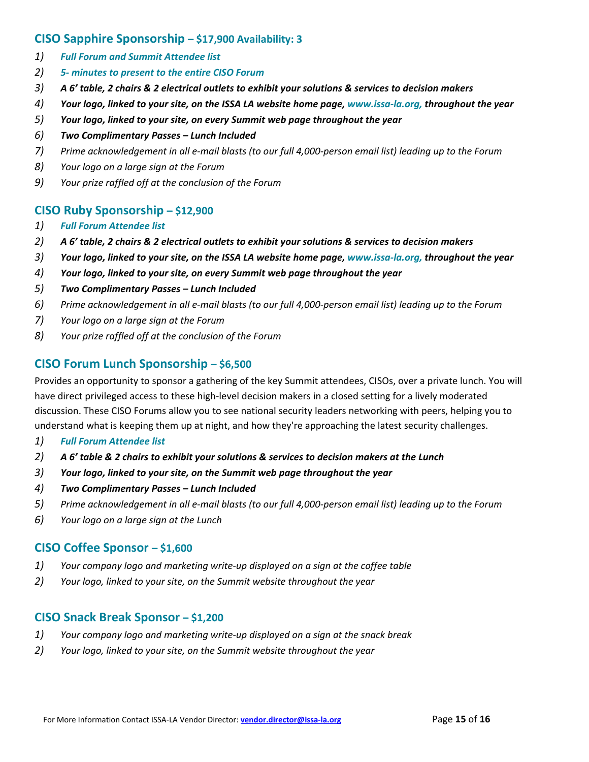## CISO Sapphire Sponsorship – $17,900 Availability: 3

1) ***Full Forum and Summit Attendee list***
2) ***5- minutes to present to the entire CISO Forum***
3) ***A 6' table, 2 chairs & 2 electrical outlets to exhibit your solutions & services to decision makers***
4) ***Your logo, linked to your site, on the ISSA LA website home page, www.issa-la.org, throughout the year***
5) ***Your logo, linked to your site, on every Summit web page throughout the year***
6) ***Two Complimentary Passes – Lunch Included***
7) *Prime acknowledgement in all e-mail blasts (to our full 4,000-person email list) leading up to the Forum*
8) *Your logo on a large sign at the Forum*
9) *Your prize raffled off at the conclusion of the Forum*

## CISO Ruby Sponsorship – $12,900

1) ***Full Forum Attendee list***
2) ***A 6' table, 2 chairs & 2 electrical outlets to exhibit your solutions & services to decision makers***
3) ***Your logo, linked to your site, on the ISSA LA website home page, www.issa-la.org, throughout the year***
4) ***Your logo, linked to your site, on every Summit web page throughout the year***
5) ***Two Complimentary Passes – Lunch Included***
6) *Prime acknowledgement in all e-mail blasts (to our full 4,000-person email list) leading up to the Forum*
7) *Your logo on a large sign at the Forum*
8) *Your prize raffled off at the conclusion of the Forum*

## CISO Forum Lunch Sponsorship – $6,500

Provides an opportunity to sponsor a gathering of the key Summit attendees, CISOs, over a private lunch. You will have direct privileged access to these high-level decision makers in a closed setting for a lively moderated discussion. These CISO Forums allow you to see national security leaders networking with peers, helping you to understand what is keeping them up at night, and how they're approaching the latest security challenges.

1) ***Full Forum Attendee list***
2) ***A 6' table & 2 chairs to exhibit your solutions & services to decision makers at the Lunch***
3) ***Your logo, linked to your site, on the Summit web page throughout the year***
4) ***Two Complimentary Passes – Lunch Included***
5) *Prime acknowledgement in all e-mail blasts (to our full 4,000-person email list) leading up to the Forum*
6) *Your logo on a large sign at the Lunch*

## CISO Coffee Sponsor – $1,600

1) *Your company logo and marketing write-up displayed on a sign at the coffee table*
2) *Your logo, linked to your site, on the Summit website throughout the year*

## CISO Snack Break Sponsor – $1,200

1) *Your company logo and marketing write-up displayed on a sign at the snack break*
2) *Your logo, linked to your site, on the Summit website throughout the year*

For More Information Contact ISSA-LA Vendor Director: **vendor.director@issa-la.org**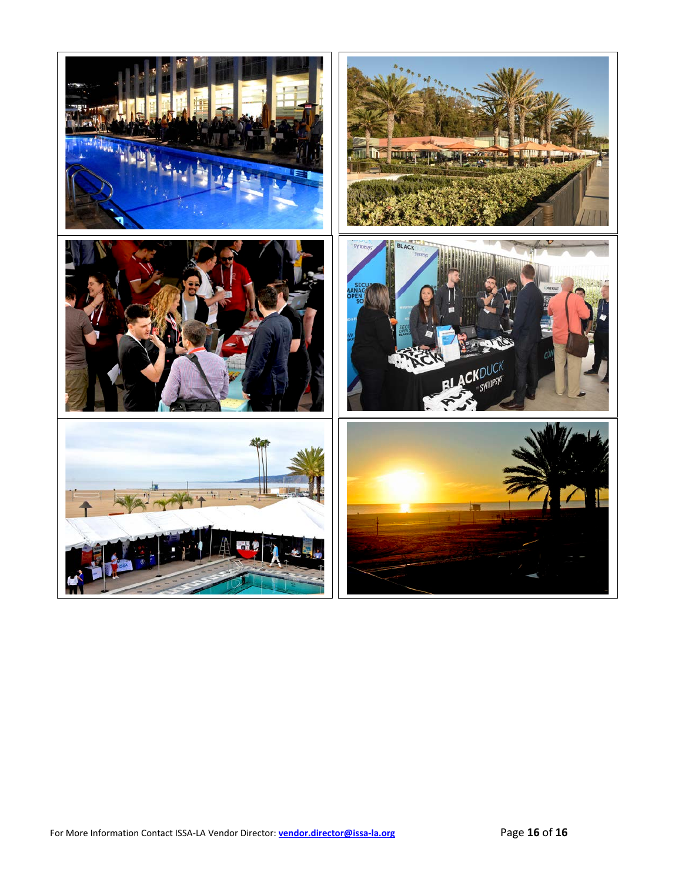For More Information Contact ISSA-LA Vendor Director: **vendor.director@issa-la.org**